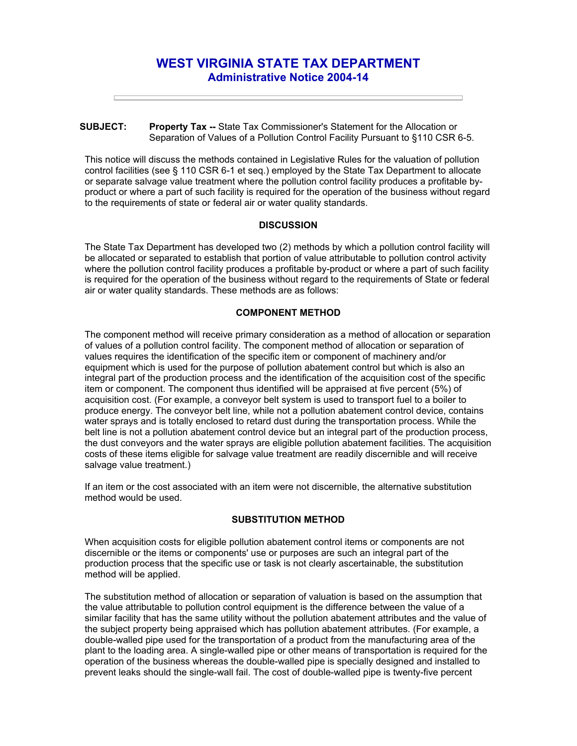# WEST VIRGINIA STATE TAX DEPARTMENT
## Administrative Notice 2004-14

---

**SUBJECT:** **Property Tax --** State Tax Commissioner's Statement for the Allocation or Separation of Values of a Pollution Control Facility Pursuant to §110 CSR 6-5.

This notice will discuss the methods contained in Legislative Rules for the valuation of pollution control facilities (see § 110 CSR 6-1 et seq.) employed by the State Tax Department to allocate or separate salvage value treatment where the pollution control facility produces a profitable by-product or where a part of such facility is required for the operation of the business without regard to the requirements of state or federal air or water quality standards.

### DISCUSSION

The State Tax Department has developed two (2) methods by which a pollution control facility will be allocated or separated to establish that portion of value attributable to pollution control activity where the pollution control facility produces a profitable by-product or where a part of such facility is required for the operation of the business without regard to the requirements of State or federal air or water quality standards. These methods are as follows:

### COMPONENT METHOD

The component method will receive primary consideration as a method of allocation or separation of values of a pollution control facility. The component method of allocation or separation of values requires the identification of the specific item or component of machinery and/or equipment which is used for the purpose of pollution abatement control but which is also an integral part of the production process and the identification of the acquisition cost of the specific item or component. The component thus identified will be appraised at five percent (5%) of acquisition cost. (For example, a conveyor belt system is used to transport fuel to a boiler to produce energy. The conveyor belt line, while not a pollution abatement control device, contains water sprays and is totally enclosed to retard dust during the transportation process. While the belt line is not a pollution abatement control device but an integral part of the production process, the dust conveyors and the water sprays are eligible pollution abatement facilities. The acquisition costs of these items eligible for salvage value treatment are readily discernible and will receive salvage value treatment.)

If an item or the cost associated with an item were not discernible, the alternative substitution method would be used.

### SUBSTITUTION METHOD

When acquisition costs for eligible pollution abatement control items or components are not discernible or the items or components' use or purposes are such an integral part of the production process that the specific use or task is not clearly ascertainable, the substitution method will be applied.

The substitution method of allocation or separation of valuation is based on the assumption that the value attributable to pollution control equipment is the difference between the value of a similar facility that has the same utility without the pollution abatement attributes and the value of the subject property being appraised which has pollution abatement attributes. (For example, a double-walled pipe used for the transportation of a product from the manufacturing area of the plant to the loading area. A single-walled pipe or other means of transportation is required for the operation of the business whereas the double-walled pipe is specially designed and installed to prevent leaks should the single-wall fail. The cost of double-walled pipe is twenty-five percent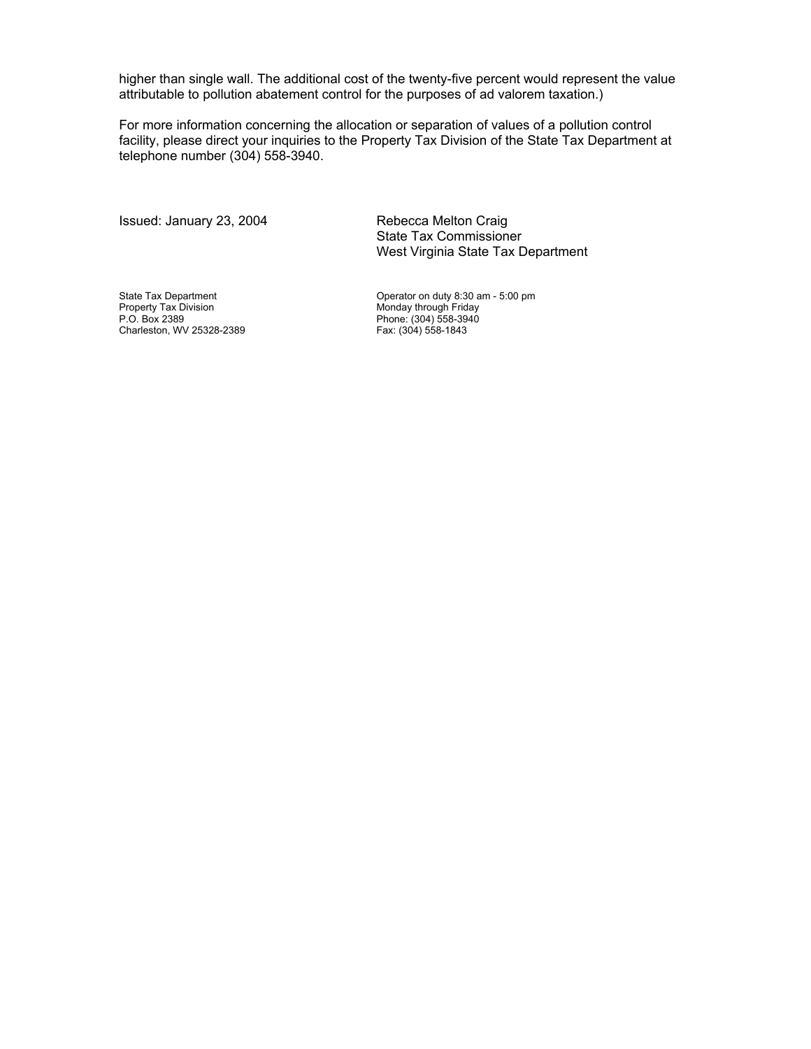higher than single wall. The additional cost of the twenty-five percent would represent the value attributable to pollution abatement control for the purposes of ad valorem taxation.)

For more information concerning the allocation or separation of values of a pollution control facility, please direct your inquiries to the Property Tax Division of the State Tax Department at telephone number (304) 558-3940.

Issued: January 23, 2004

Rebecca Melton Craig
State Tax Commissioner
West Virginia State Tax Department

State Tax Department
Property Tax Division
P.O. Box 2389
Charleston, WV 25328-2389

Operator on duty 8:30 am - 5:00 pm
Monday through Friday
Phone: (304) 558-3940
Fax: (304) 558-1843